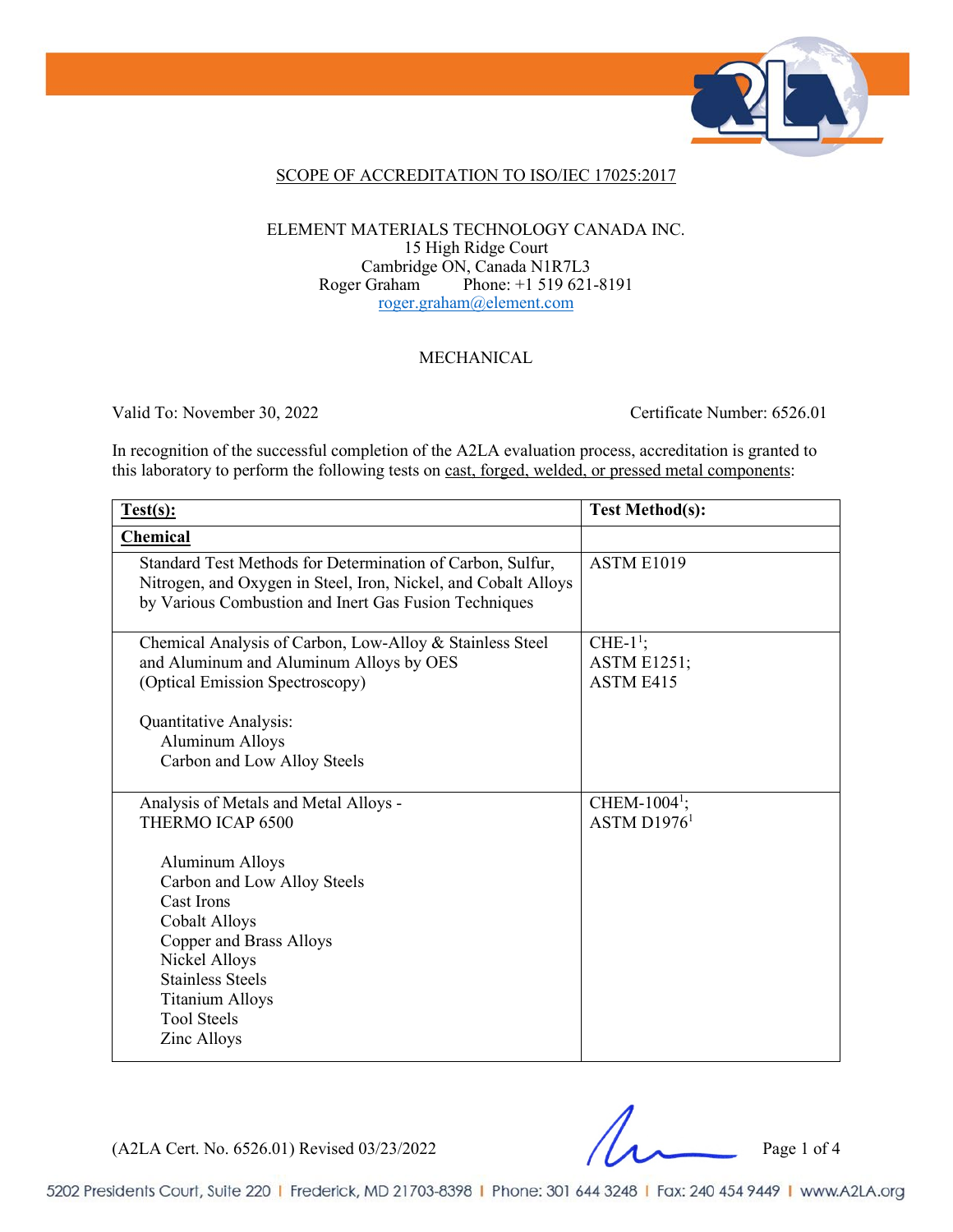## SCOPE OF ACCREDITATION TO ISO/IEC 17025:2017

ELEMENT MATERIALS TECHNOLOGY CANADA INC.
15 High Ridge Court
Cambridge ON, Canada N1R7L3
Roger Graham Phone: +1 519 621-8191
roger.graham@element.com

MECHANICAL

Valid To: November 30, 2022 Certificate Number: 6526.01

In recognition of the successful completion of the A2LA evaluation process, accreditation is granted to this laboratory to perform the following tests on cast, forged, welded, or pressed metal components:

| **Test(s):** | **Test Method(s):** |
|---|---|
| **Chemical** | |
| Standard Test Methods for Determination of Carbon, Sulfur, Nitrogen, and Oxygen in Steel, Iron, Nickel, and Cobalt Alloys by Various Combustion and Inert Gas Fusion Techniques | ASTM E1019 |
| Chemical Analysis of Carbon, Low-Alloy & Stainless Steel and Aluminum and Aluminum Alloys by OES (Optical Emission Spectroscopy)<br><br>Quantitative Analysis:<br>Aluminum Alloys<br>Carbon and Low Alloy Steels | CHE-1[1];<br>ASTM E1251;<br>ASTM E415 |
| Analysis of Metals and Metal Alloys - THERMO ICAP 6500<br><br>Aluminum Alloys<br>Carbon and Low Alloy Steels<br>Cast Irons<br>Cobalt Alloys<br>Copper and Brass Alloys<br>Nickel Alloys<br>Stainless Steels<br>Titanium Alloys<br>Tool Steels<br>Zinc Alloys | CHEM-1004[1];<br>ASTM D1976[1] |

(A2LA Cert. No. 6526.01) Revised 03/23/2022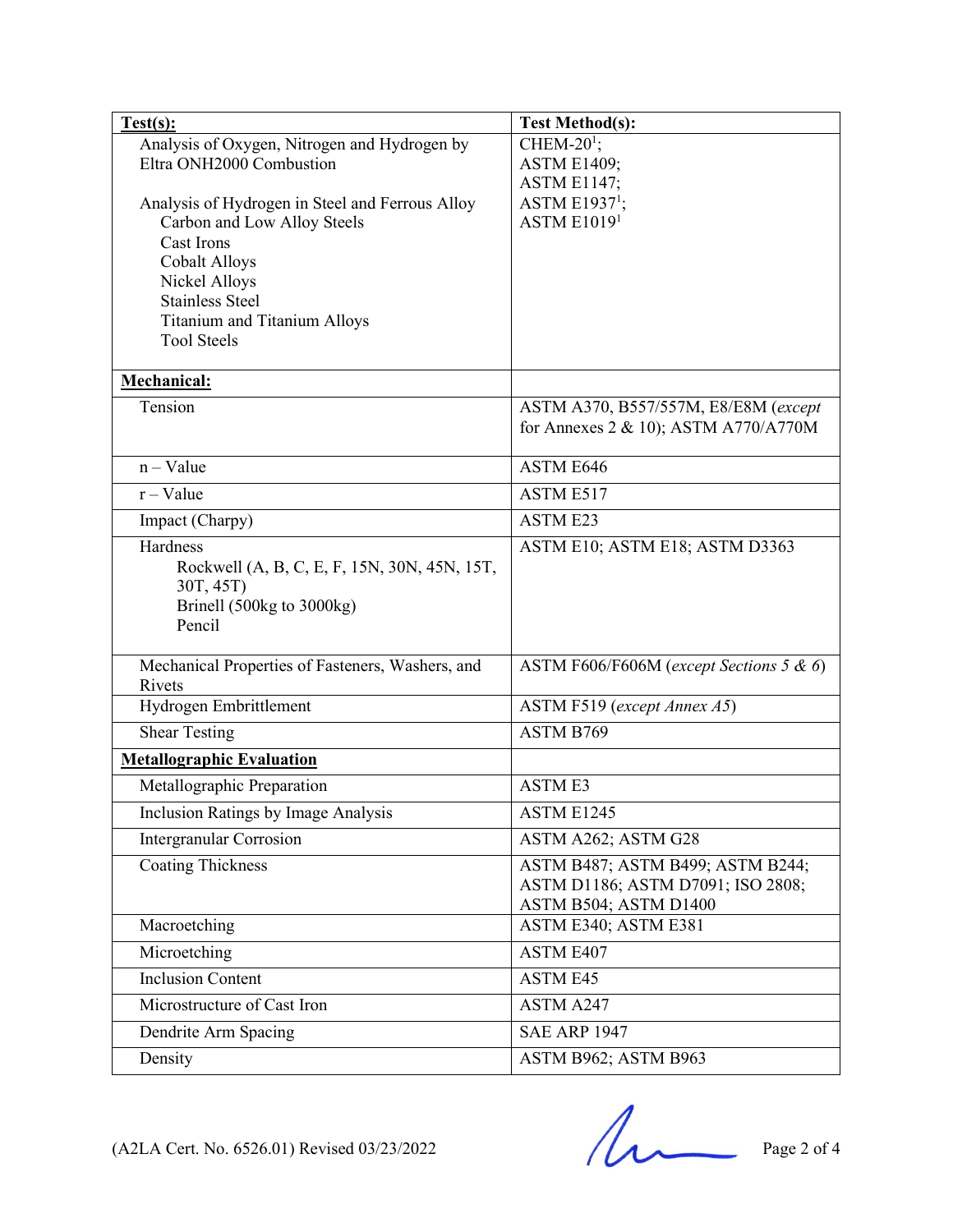| **Test(s):** | **Test Method(s):** |
|---|---|
| Analysis of Oxygen, Nitrogen and Hydrogen by Eltra ONH2000 Combustion<br><br>Analysis of Hydrogen in Steel and Ferrous Alloy<br>Carbon and Low Alloy Steels<br>Cast Irons<br>Cobalt Alloys<br>Nickel Alloys<br>Stainless Steel<br>Titanium and Titanium Alloys<br>Tool Steels | CHEM-20[1];<br>ASTM E1409;<br>ASTM E1147;<br>ASTM E1937[1];<br>ASTM E1019[1] |
| **Mechanical:** | |
| Tension | ASTM A370, B557/557M, E8/E8M (*except for Annexes 2 & 10*); ASTM A770/A770M |
| n – Value | ASTM E646 |
| r – Value | ASTM E517 |
| Impact (Charpy) | ASTM E23 |
| Hardness<br>Rockwell (A, B, C, E, F, 15N, 30N, 45N, 15T, 30T, 45T)<br>Brinell (500kg to 3000kg)<br>Pencil | ASTM E10; ASTM E18; ASTM D3363 |
| Mechanical Properties of Fasteners, Washers, and Rivets | ASTM F606/F606M (*except Sections 5 & 6*) |
| Hydrogen Embrittlement | ASTM F519 (*except Annex A5*) |
| Shear Testing | ASTM B769 |
| **Metallographic Evaluation** | |
| Metallographic Preparation | ASTM E3 |
| Inclusion Ratings by Image Analysis | ASTM E1245 |
| Intergranular Corrosion | ASTM A262; ASTM G28 |
| Coating Thickness | ASTM B487; ASTM B499; ASTM B244; ASTM D1186; ASTM D7091; ISO 2808; ASTM B504; ASTM D1400 |
| Macroetching | ASTM E340; ASTM E381 |
| Microetching | ASTM E407 |
| Inclusion Content | ASTM E45 |
| Microstructure of Cast Iron | ASTM A247 |
| Dendrite Arm Spacing | SAE ARP 1947 |
| Density | ASTM B962; ASTM B963 |

(A2LA Cert. No. 6526.01) Revised 03/23/2022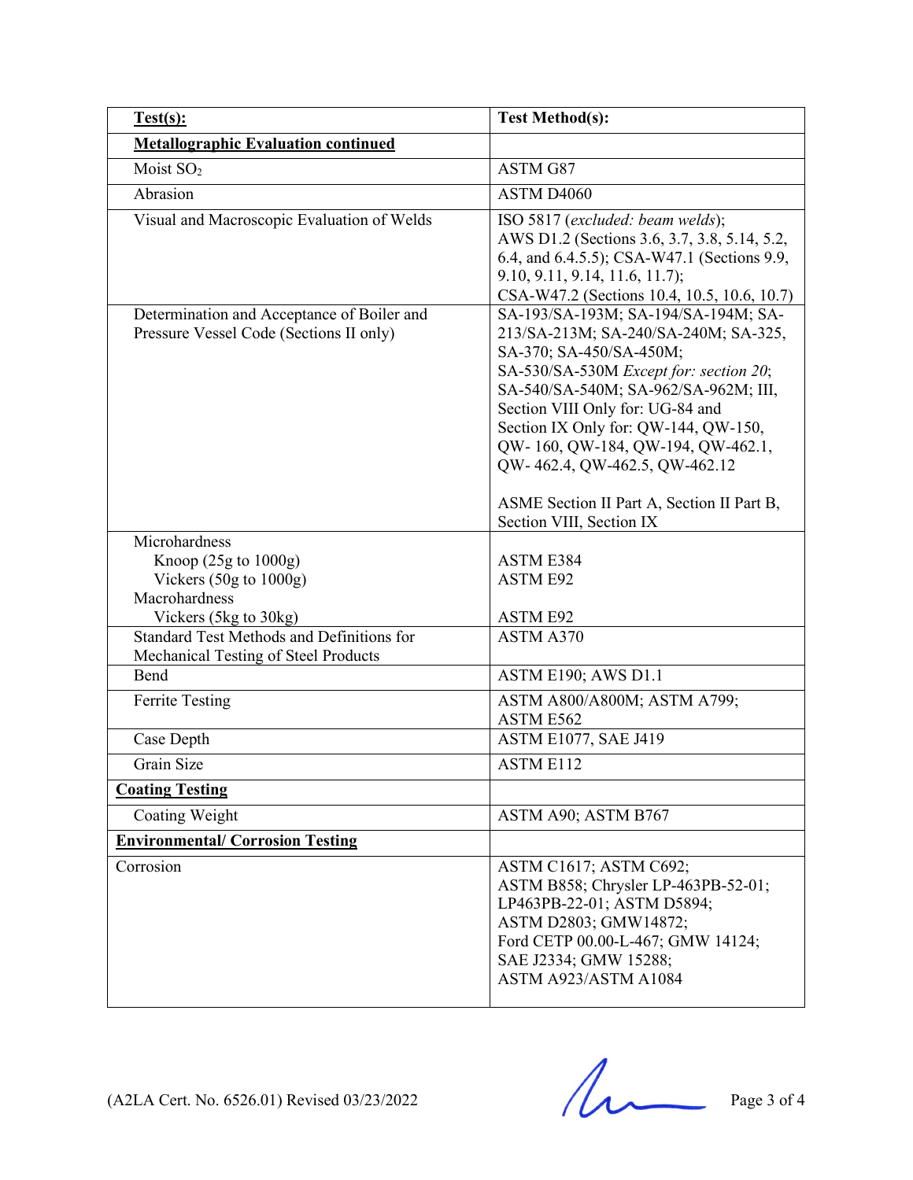| **Test(s):** | **Test Method(s):** |
|---|---|
| **Metallographic Evaluation continued** | |
| Moist $SO_2$ | ASTM G87 |
| Abrasion | ASTM D4060 |
| Visual and Macroscopic Evaluation of Welds | ISO 5817 (*excluded: beam welds*); AWS D1.2 (Sections 3.6, 3.7, 3.8, 5.14, 5.2, 6.4, and 6.4.5.5); CSA-W47.1 (Sections 9.9, 9.10, 9.11, 9.14, 11.6, 11.7); CSA-W47.2 (Sections 10.4, 10.5, 10.6, 10.7) |
| Determination and Acceptance of Boiler and Pressure Vessel Code (Sections II only) | SA-193/SA-193M; SA-194/SA-194M; SA-213/SA-213M; SA-240/SA-240M; SA-325, SA-370; SA-450/SA-450M; SA-530/SA-530M *Except for: section 20*; SA-540/SA-540M; SA-962/SA-962M; III, Section VIII Only for: UG-84 and Section IX Only for: QW-144, QW-150, QW- 160, QW-184, QW-194, QW-462.1, QW- 462.4, QW-462.5, QW-462.12<br><br>ASME Section II Part A, Section II Part B, Section VIII, Section IX |
| Microhardness<br>Knoop (25g to 1000g)<br>Vickers (50g to 1000g)<br>Macrohardness<br>Vickers (5kg to 30kg) | <br>ASTM E384<br>ASTM E92<br><br>ASTM E92 |
| Standard Test Methods and Definitions for Mechanical Testing of Steel Products | ASTM A370 |
| Bend | ASTM E190; AWS D1.1 |
| Ferrite Testing | ASTM A800/A800M; ASTM A799; ASTM E562 |
| Case Depth | ASTM E1077, SAE J419 |
| Grain Size | ASTM E112 |
| **Coating Testing** | |
| Coating Weight | ASTM A90; ASTM B767 |
| **Environmental/ Corrosion Testing** | |
| Corrosion | ASTM C1617; ASTM C692; ASTM B858; Chrysler LP-463PB-52-01; LP463PB-22-01; ASTM D5894; ASTM D2803; GMW14872; Ford CETP 00.00-L-467; GMW 14124; SAE J2334; GMW 15288; ASTM A923/ASTM A1084 |

(A2LA Cert. No. 6526.01) Revised 03/23/2022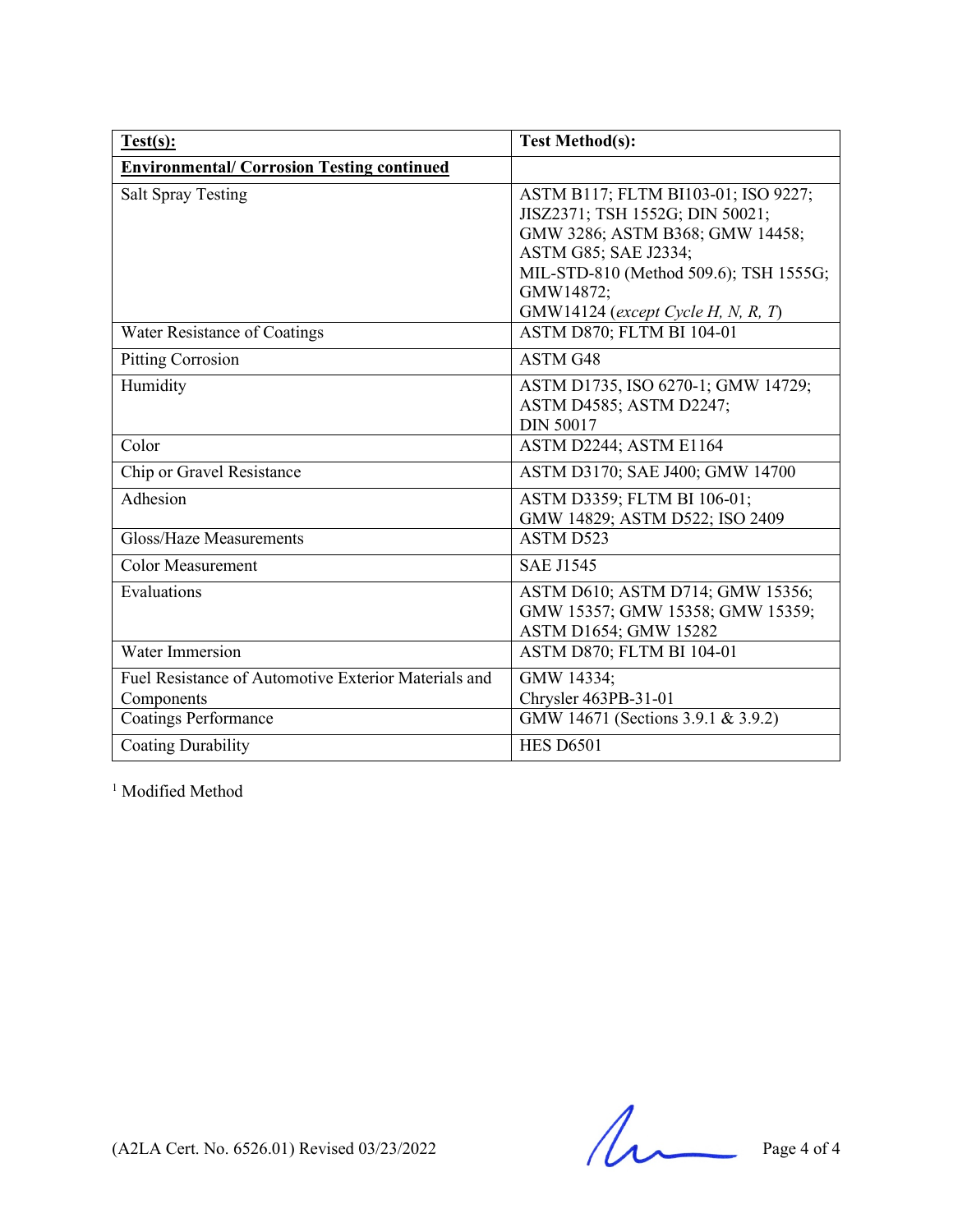| **Test(s):** | **Test Method(s):** |
|---|---|
| **Environmental/ Corrosion Testing continued** | |
| Salt Spray Testing | ASTM B117; FLTM BI103-01; ISO 9227; JISZ2371; TSH 1552G; DIN 50021; GMW 3286; ASTM B368; GMW 14458; ASTM G85; SAE J2334; MIL-STD-810 (Method 509.6); TSH 1555G; GMW14872; GMW14124 (*except Cycle H, N, R, T*) |
| Water Resistance of Coatings | ASTM D870; FLTM BI 104-01 |
| Pitting Corrosion | ASTM G48 |
| Humidity | ASTM D1735, ISO 6270-1; GMW 14729; ASTM D4585; ASTM D2247; DIN 50017 |
| Color | ASTM D2244; ASTM E1164 |
| Chip or Gravel Resistance | ASTM D3170; SAE J400; GMW 14700 |
| Adhesion | ASTM D3359; FLTM BI 106-01; GMW 14829; ASTM D522; ISO 2409 |
| Gloss/Haze Measurements | ASTM D523 |
| Color Measurement | SAE J1545 |
| Evaluations | ASTM D610; ASTM D714; GMW 15356; GMW 15357; GMW 15358; GMW 15359; ASTM D1654; GMW 15282 |
| Water Immersion | ASTM D870; FLTM BI 104-01 |
| Fuel Resistance of Automotive Exterior Materials and Components | GMW 14334; Chrysler 463PB-31-01 |
| Coatings Performance | GMW 14671 (Sections 3.9.1 & 3.9.2) |
| Coating Durability | HES D6501 |

[1] Modified Method

(A2LA Cert. No. 6526.01) Revised 03/23/2022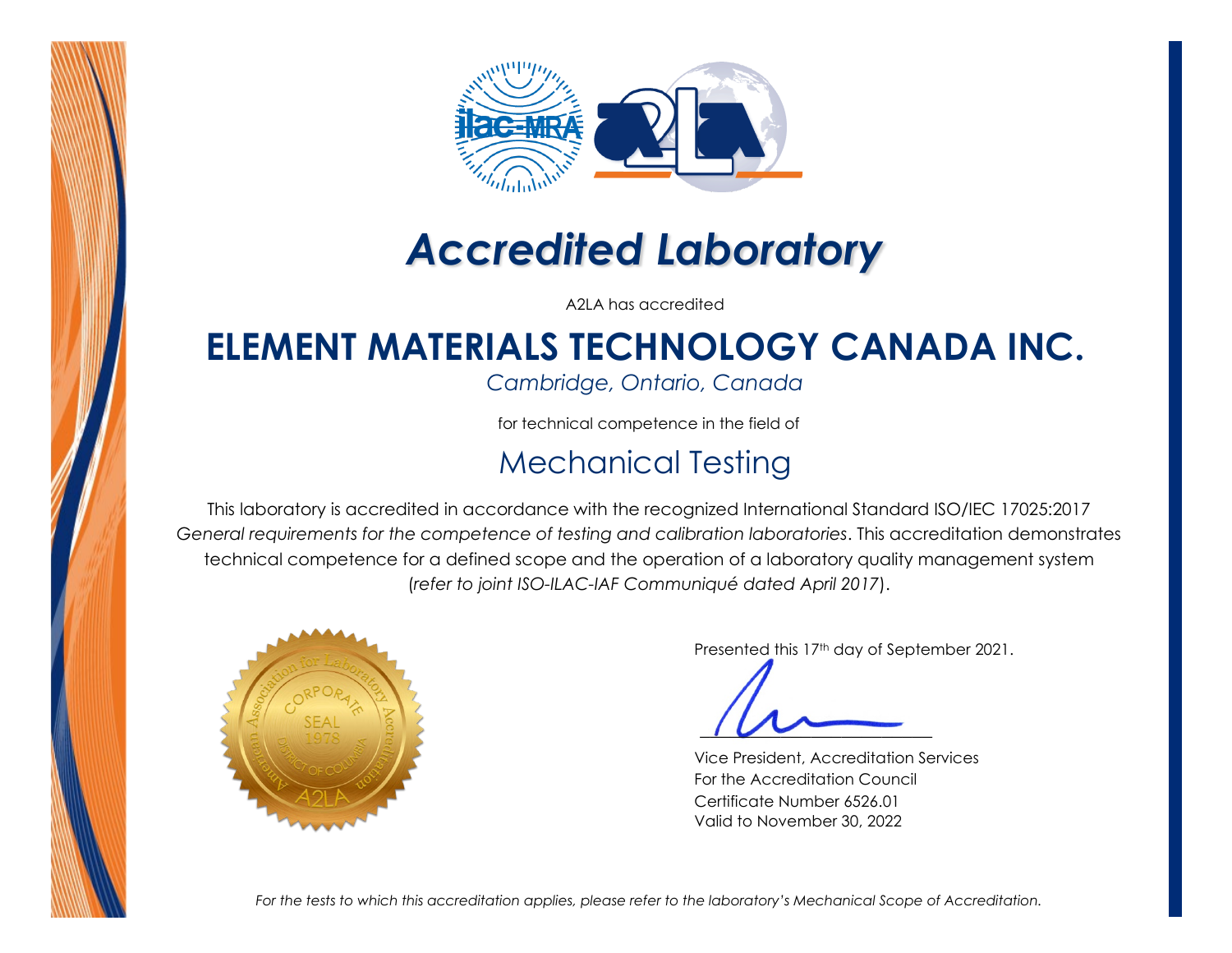# *Accredited Laboratory*

A2LA has accredited

# ELEMENT MATERIALS TECHNOLOGY CANADA INC.

*Cambridge, Ontario, Canada*

for technical competence in the field of

## Mechanical Testing

This laboratory is accredited in accordance with the recognized International Standard ISO/IEC 17025:2017 *General requirements for the competence of testing and calibration laboratories*. This accreditation demonstrates technical competence for a defined scope and the operation of a laboratory quality management system (*refer to joint ISO-ILAC-IAF Communiqué dated April 2017*).

Presented this 17th day of September 2021.

Vice President, Accreditation Services
For the Accreditation Council
Certificate Number 6526.01
Valid to November 30, 2022

*For the tests to which this accreditation applies, please refer to the laboratory's Mechanical Scope of Accreditation.*